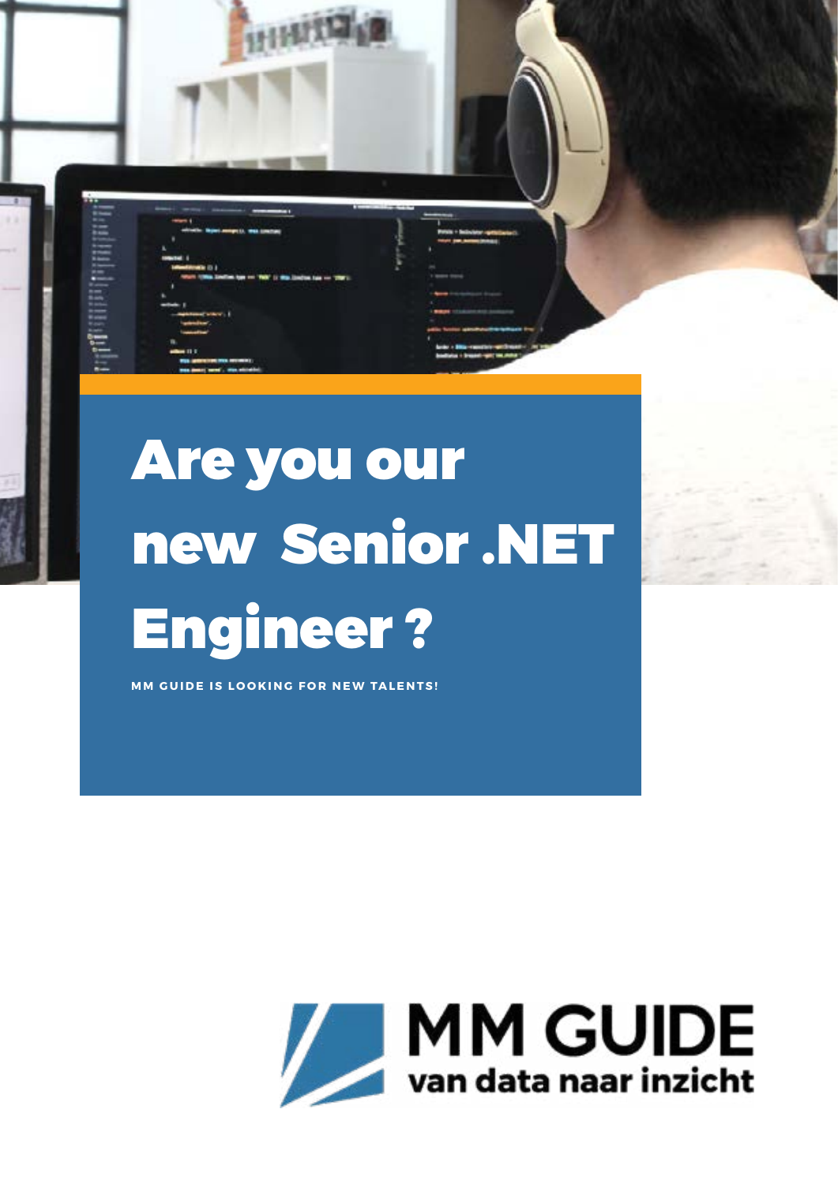# Are you our new Senior .NET Engineer ?

**MM GUIDE IS LOOKING FOR NEW TALENTS!**

MM GUIDE
van data naar inzicht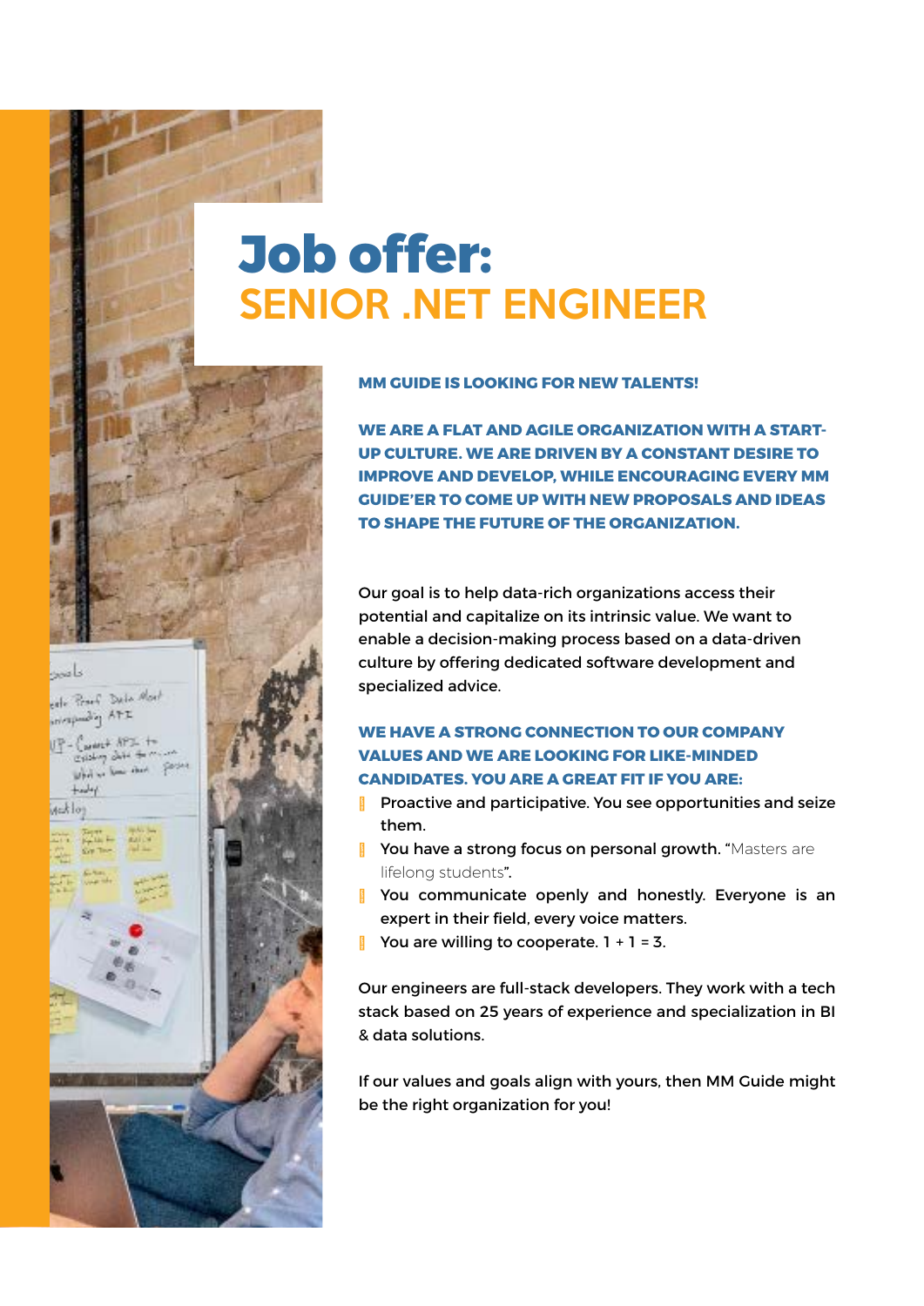# Job offer:
## SENIOR .NET ENGINEER

**MM GUIDE IS LOOKING FOR NEW TALENTS!**

**WE ARE A FLAT AND AGILE ORGANIZATION WITH A START-UP CULTURE. WE ARE DRIVEN BY A CONSTANT DESIRE TO IMPROVE AND DEVELOP, WHILE ENCOURAGING EVERY MM GUIDE'ER TO COME UP WITH NEW PROPOSALS AND IDEAS TO SHAPE THE FUTURE OF THE ORGANIZATION.**

Our goal is to help data-rich organizations access their potential and capitalize on its intrinsic value. We want to enable a decision-making process based on a data-driven culture by offering dedicated software development and specialized advice.

**WE HAVE A STRONG CONNECTION TO OUR COMPANY VALUES AND WE ARE LOOKING FOR LIKE-MINDED CANDIDATES. YOU ARE A GREAT FIT IF YOU ARE:**

- Proactive and participative. You see opportunities and seize them.
- You have a strong focus on personal growth. "Masters are lifelong students".
- You communicate openly and honestly. Everyone is an expert in their field, every voice matters.
- You are willing to cooperate. 1 + 1 = 3.

Our engineers are full-stack developers. They work with a tech stack based on 25 years of experience and specialization in BI & data solutions.

If our values and goals align with yours, then MM Guide might be the right organization for you!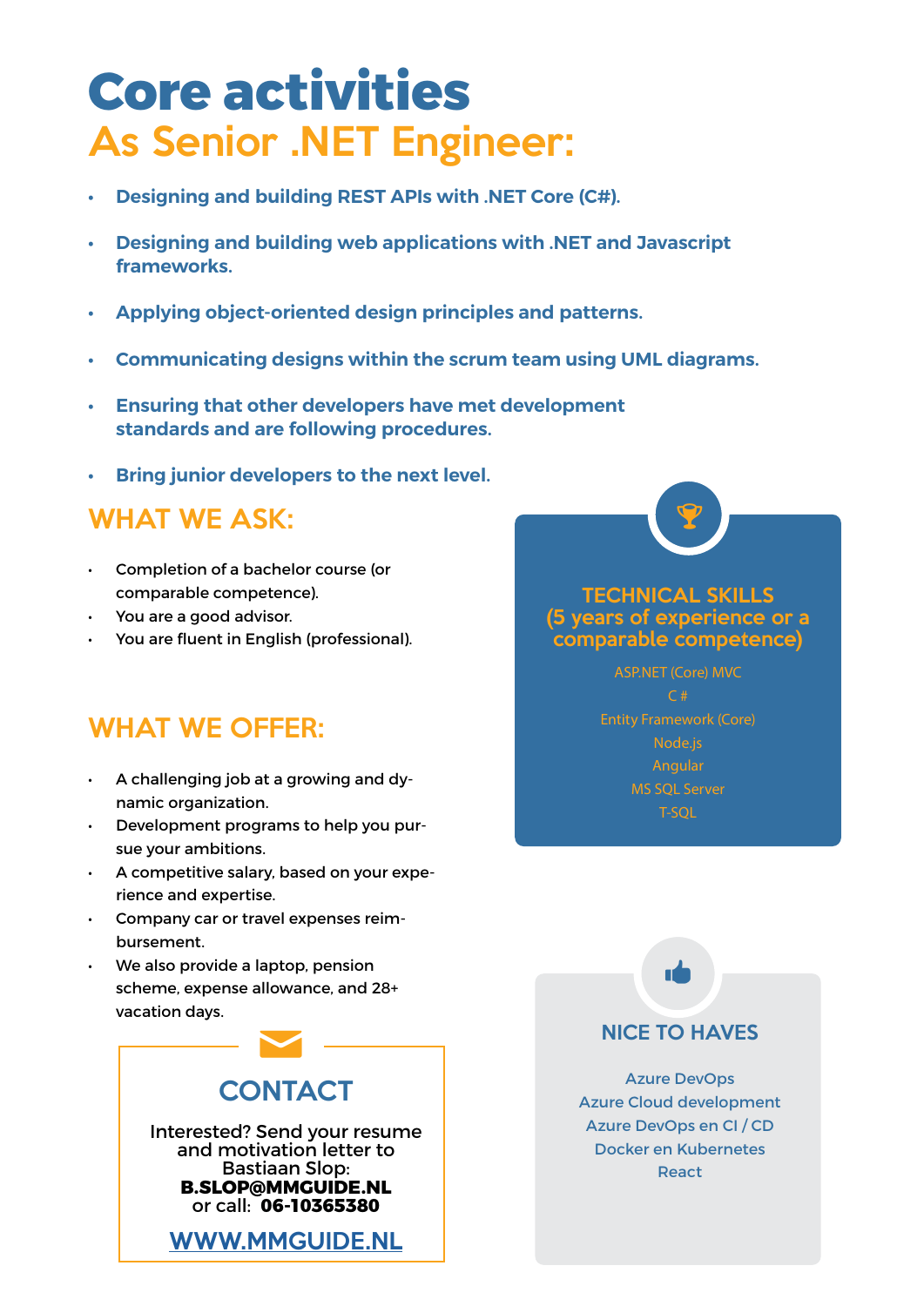# Core activities

## As Senior .NET Engineer:

- **Designing and building REST APIs with .NET Core (C#).**
- **Designing and building web applications with .NET and Javascript frameworks.**
- **Applying object-oriented design principles and patterns.**
- **Communicating designs within the scrum team using UML diagrams.**
- **Ensuring that other developers have met development standards and are following procedures.**
- **Bring junior developers to the next level.**

## WHAT WE ASK:

- Completion of a bachelor course (or comparable competence).
- You are a good advisor.
- You are fluent in English (professional).

## WHAT WE OFFER:

- A challenging job at a growing and dynamic organization.
- Development programs to help you pursue your ambitions.
- A competitive salary, based on your experience and expertise.
- Company car or travel expenses reimbursement.
- We also provide a laptop, pension scheme, expense allowance, and 28+ vacation days.

## TECHNICAL SKILLS (5 years of experience or a comparable competence)

ASP.NET (Core) MVC
C #
Entity Framework (Core)
Node.js
Angular
MS SQL Server
T-SQL

## NICE TO HAVES

Azure DevOps
Azure Cloud development
Azure DevOps en CI / CD
Docker en Kubernetes
React

## CONTACT

Interested? Send your resume and motivation letter to Bastiaan Slop:
**B.SLOP@MMGUIDE.NL**
or call: **06-10365380**

WWW.MMGUIDE.NL